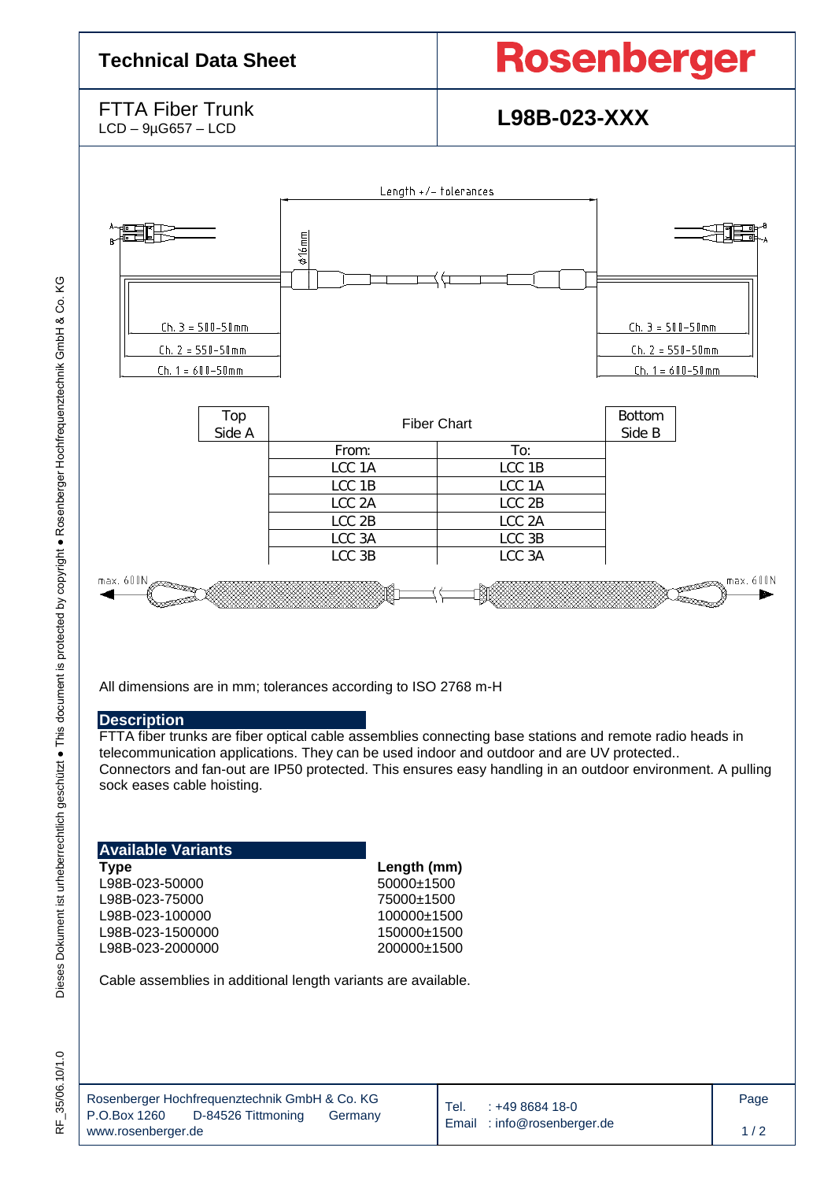# Technical Data Sheet

**Rosenberger**

FTTA Fiber Trunk
LCD – 9µG657 – LCD

**L98B-023-XXX**

Length +/- tolerances

ø16mm

Ch. 3 = 500-50mm
Ch. 2 = 550-50mm
Ch. 1 = 600-50mm

| Top Side A | Fiber Chart | | Bottom Side B |
|---|---|---|---|
| | From: | To: | |
| | LCC 1A | LCC 1B | |
| | LCC 1B | LCC 1A | |
| | LCC 2A | LCC 2B | |
| | LCC 2B | LCC 2A | |
| | LCC 3A | LCC 3B | |
| | LCC 3B | LCC 3A | |

max. 600N        max. 600N

All dimensions are in mm; tolerances according to ISO 2768 m-H

## Description

FTTA fiber trunks are fiber optical cable assemblies connecting base stations and remote radio heads in telecommunication applications. They can be used indoor and outdoor and are UV protected..
Connectors and fan-out are IP50 protected. This ensures easy handling in an outdoor environment. A pulling sock eases cable hoisting.

## Available Variants

| Type | Length (mm) |
|---|---|
| L98B-023-50000 | 50000±1500 |
| L98B-023-75000 | 75000±1500 |
| L98B-023-100000 | 100000±1500 |
| L98B-023-1500000 | 150000±1500 |
| L98B-023-2000000 | 200000±1500 |

Cable assemblies in additional length variants are available.

Rosenberger Hochfrequenztechnik GmbH & Co. KG
P.O.Box 1260    D-84526 Tittmoning    Germany
www.rosenberger.de

Tel. : +49 8684 18-0
Email : info@rosenberger.de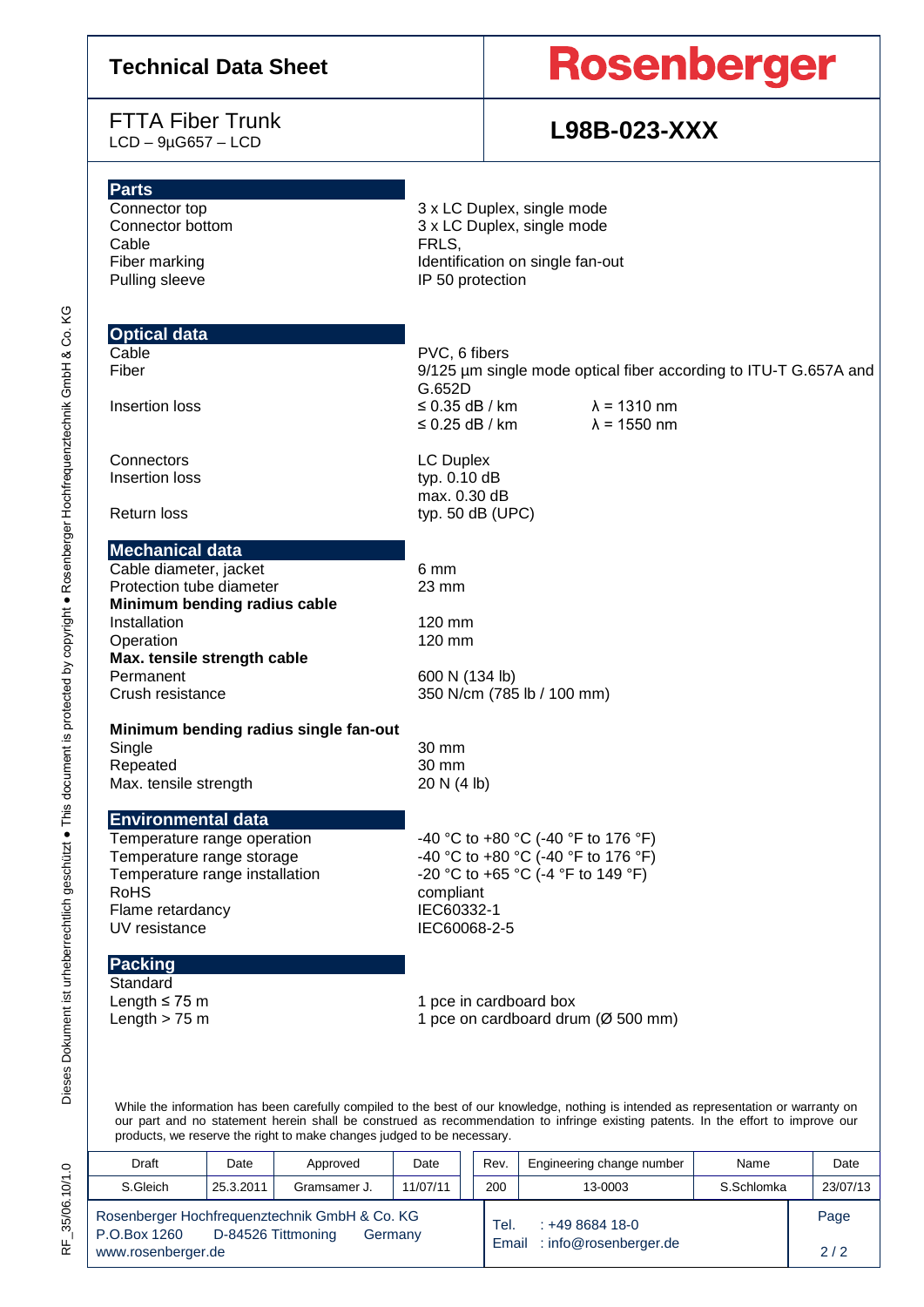# Technical Data Sheet

**Rosenberger**

## FTTA Fiber Trunk

LCD – 9µG657 – LCD

**L98B-023-XXX**

## Parts

| | |
|---|---|
| Connector top | 3 x LC Duplex, single mode |
| Connector bottom | 3 x LC Duplex, single mode |
| Cable | FRLS, |
| Fiber marking | Identification on single fan-out |
| Pulling sleeve | IP 50 protection |

## Optical data

| | | |
|---|---|---|
| Cable | PVC, 6 fibers | |
| Fiber | 9/125 µm single mode optical fiber according to ITU-T G.657A and G.652D | |
| Insertion loss | ≤ 0.35 dB / km | λ = 1310 nm |
| | ≤ 0.25 dB / km | λ = 1550 nm |
| Connectors | LC Duplex | |
| Insertion loss | typ. 0.10 dB | |
| | max. 0.30 dB | |
| Return loss | typ. 50 dB (UPC) | |

## Mechanical data

| | |
|---|---|
| Cable diameter, jacket | 6 mm |
| Protection tube diameter | 23 mm |
| **Minimum bending radius cable** | |
| Installation | 120 mm |
| Operation | 120 mm |
| **Max. tensile strength cable** | |
| Permanent | 600 N (134 lb) |
| Crush resistance | 350 N/cm (785 lb / 100 mm) |
| **Minimum bending radius single fan-out** | |
| Single | 30 mm |
| Repeated | 30 mm |
| Max. tensile strength | 20 N (4 lb) |

## Environmental data

| | |
|---|---|
| Temperature range operation | -40 °C to +80 °C (-40 °F to 176 °F) |
| Temperature range storage | -40 °C to +80 °C (-40 °F to 176 °F) |
| Temperature range installation | -20 °C to +65 °C (-4 °F to 149 °F) |
| RoHS | compliant |
| Flame retardancy | IEC60332-1 |
| UV resistance | IEC60068-2-5 |

## Packing

| | |
|---|---|
| Standard | |
| Length ≤ 75 m | 1 pce in cardboard box |
| Length > 75 m | 1 pce on cardboard drum (Ø 500 mm) |

While the information has been carefully compiled to the best of our knowledge, nothing is intended as representation or warranty on our part and no statement herein shall be construed as recommendation to infringe existing patents. In the effort to improve our products, we reserve the right to make changes judged to be necessary.

| Draft | Date | Approved | Date | Rev. | Engineering change number | Name | Date |
|---|---|---|---|---|---|---|---|
| S.Gleich | 25.3.2011 | Gramsamer J. | 11/07/11 | 200 | 13-0003 | S.Schlomka | 23/07/13 |

Rosenberger Hochfrequenztechnik GmbH & Co. KG
P.O.Box 1260 D-84526 Tittmoning Germany
www.rosenberger.de

Tel. : +49 8684 18-0
Email : info@rosenberger.de

Dieses Dokument ist urheberrechtlich geschützt ● This document is protected by copyright ● Rosenberger Hochfrequenztechnik GmbH & Co. KG

RF_35/06.10/1.0